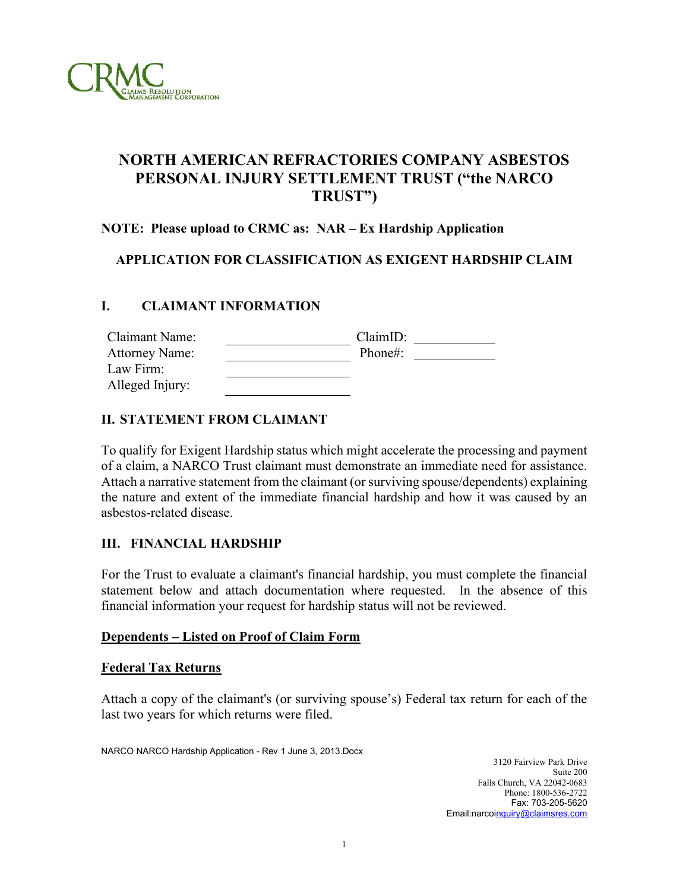CRMC Claims Resolution Management Corporation

# NORTH AMERICAN REFRACTORIES COMPANY ASBESTOS PERSONAL INJURY SETTLEMENT TRUST ("the NARCO TRUST")

**NOTE: Please upload to CRMC as: NAR – Ex Hardship Application**

## APPLICATION FOR CLASSIFICATION AS EXIGENT HARDSHIP CLAIM

## I. CLAIMANT INFORMATION

| | | | |
|---|---|---|---|
| Claimant Name: | ________________ | ClaimID: | __________ |
| Attorney Name: | ________________ | Phone#: | __________ |
| Law Firm: | ________________ | | |
| Alleged Injury: | ________________ | | |

## II. STATEMENT FROM CLAIMANT

To qualify for Exigent Hardship status which might accelerate the processing and payment of a claim, a NARCO Trust claimant must demonstrate an immediate need for assistance. Attach a narrative statement from the claimant (or surviving spouse/dependents) explaining the nature and extent of the immediate financial hardship and how it was caused by an asbestos-related disease.

## III. FINANCIAL HARDSHIP

For the Trust to evaluate a claimant's financial hardship, you must complete the financial statement below and attach documentation where requested. In the absence of this financial information your request for hardship status will not be reviewed.

**Dependents – Listed on Proof of Claim Form**

**Federal Tax Returns**

Attach a copy of the claimant's (or surviving spouse's) Federal tax return for each of the last two years for which returns were filed.

NARCO NARCO Hardship Application - Rev 1 June 3, 2013.Docx

3120 Fairview Park Drive
Suite 200
Falls Church, VA 22042-0683
Phone: 1800-536-2722
Fax: 703-205-5620
Email:narcoinquiry@claimsres.com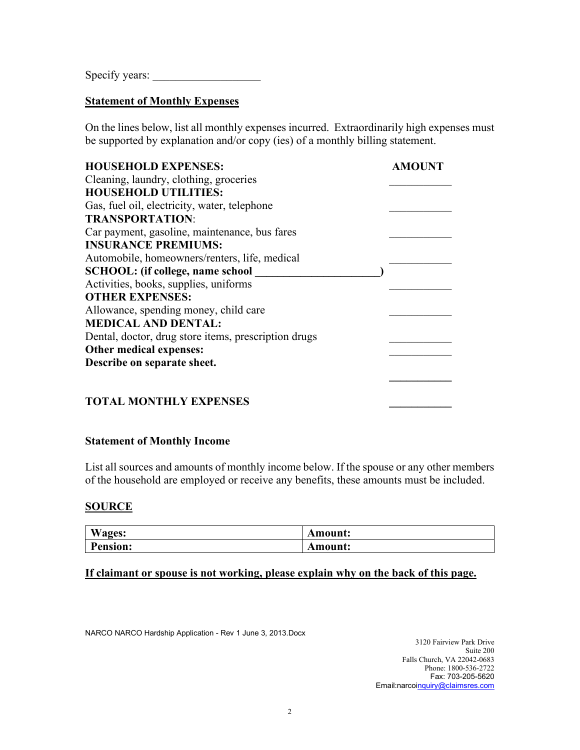Specify years: ___________________

**Statement of Monthly Expenses**

On the lines below, list all monthly expenses incurred. Extraordinarily high expenses must be supported by explanation and/or copy (ies) of a monthly billing statement.

| | |
|---|---|
| **HOUSEHOLD EXPENSES:** | **AMOUNT** |
| Cleaning, laundry, clothing, groceries | ___________ |
| **HOUSEHOLD UTILITIES:** | |
| Gas, fuel oil, electricity, water, telephone | ___________ |
| **TRANSPORTATION**: | |
| Car payment, gasoline, maintenance, bus fares | ___________ |
| **INSURANCE PREMIUMS:** | |
| Automobile, homeowners/renters, life, medical | ___________ |
| **SCHOOL: (if college, name school _____________________)** | |
| Activities, books, supplies, uniforms | ___________ |
| **OTHER EXPENSES:** | |
| Allowance, spending money, child care | ___________ |
| **MEDICAL AND DENTAL:** | |
| Dental, doctor, drug store items, prescription drugs | ___________ |
| **Other medical expenses:** | ___________ |
| **Describe on separate sheet.** | |
| | ___________ |
| **TOTAL MONTHLY EXPENSES** | ___________ |

**Statement of Monthly Income**

List all sources and amounts of monthly income below. If the spouse or any other members of the household are employed or receive any benefits, these amounts must be included.

**SOURCE**

| | |
|---|---|
| **Wages:** | **Amount:** |
| **Pension:** | **Amount:** |

**If claimant or spouse is not working, please explain why on the back of this page.**

NARCO NARCO Hardship Application - Rev 1 June 3, 2013.Docx

3120 Fairview Park Drive
Suite 200
Falls Church, VA 22042-0683
Phone: 1800-536-2722
Fax: 703-205-5620
Email:narcoinquiry@claimsres.com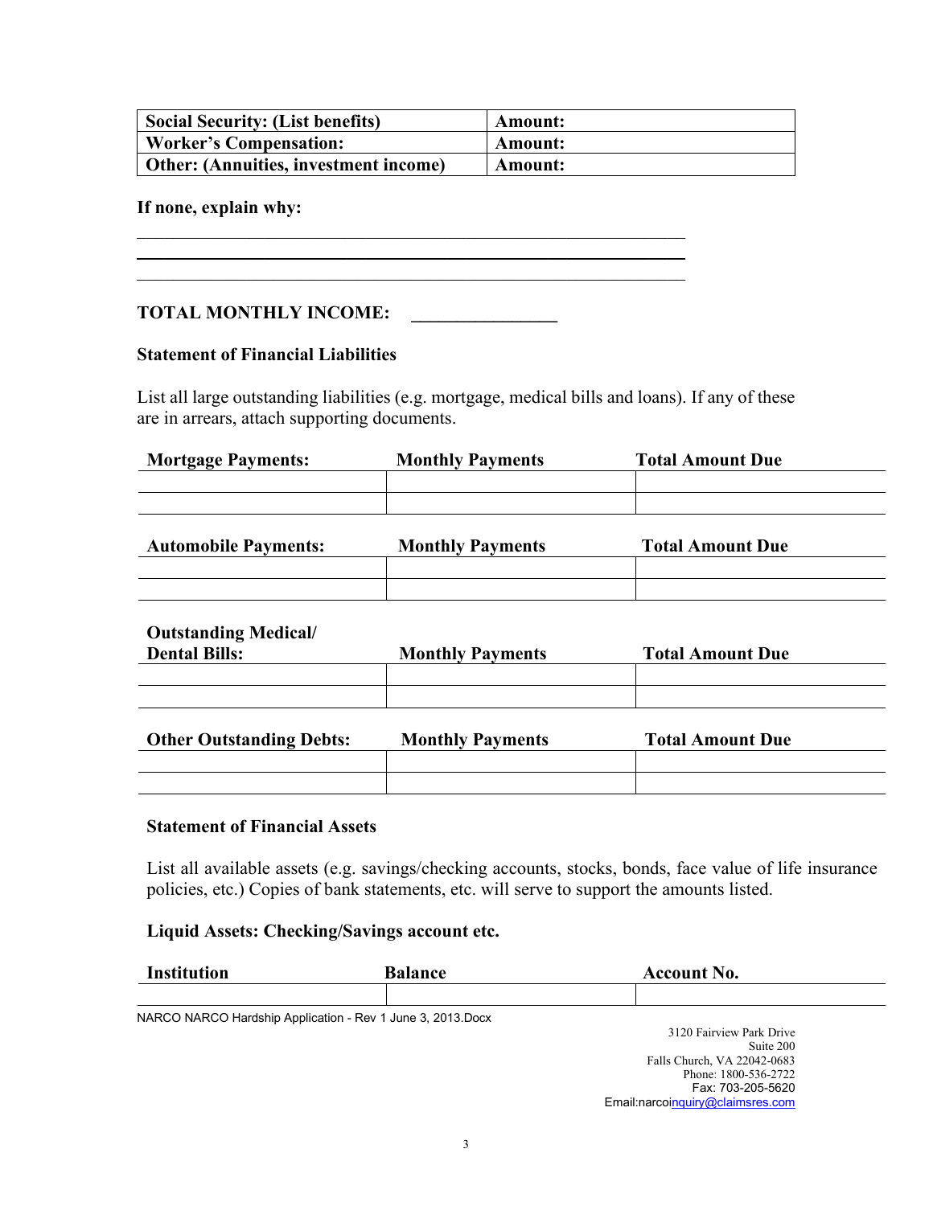| | |
|---|---|
| **Social Security: (List benefits)** | **Amount:** |
| **Worker's Compensation:** | **Amount:** |
| **Other: (Annuities, investment income)** | **Amount:** |

**If none, explain why:**

______________________________________________________________

______________________________________________________________

______________________________________________________________

**TOTAL MONTHLY INCOME:** _______________

**Statement of Financial Liabilities**

List all large outstanding liabilities (e.g. mortgage, medical bills and loans). If any of these are in arrears, attach supporting documents.

| Mortgage Payments: | Monthly Payments | Total Amount Due |
|---|---|---|
| | | |
| | | |

| Automobile Payments: | Monthly Payments | Total Amount Due |
|---|---|---|
| | | |
| | | |

| Outstanding Medical/ Dental Bills: | Monthly Payments | Total Amount Due |
|---|---|---|
| | | |
| | | |

| Other Outstanding Debts: | Monthly Payments | Total Amount Due |
|---|---|---|
| | | |
| | | |

**Statement of Financial Assets**

List all available assets (e.g. savings/checking accounts, stocks, bonds, face value of life insurance policies, etc.) Copies of bank statements, etc. will serve to support the amounts listed.

**Liquid Assets: Checking/Savings account etc.**

| Institution | Balance | Account No. |
|---|---|---|
| | | |

NARCO NARCO Hardship Application - Rev 1 June 3, 2013.Docx

3120 Fairview Park Drive
Suite 200
Falls Church, VA 22042-0683
Phone: 1800-536-2722
Fax: 703-205-5620
Email:narcoinquiry@claimsres.com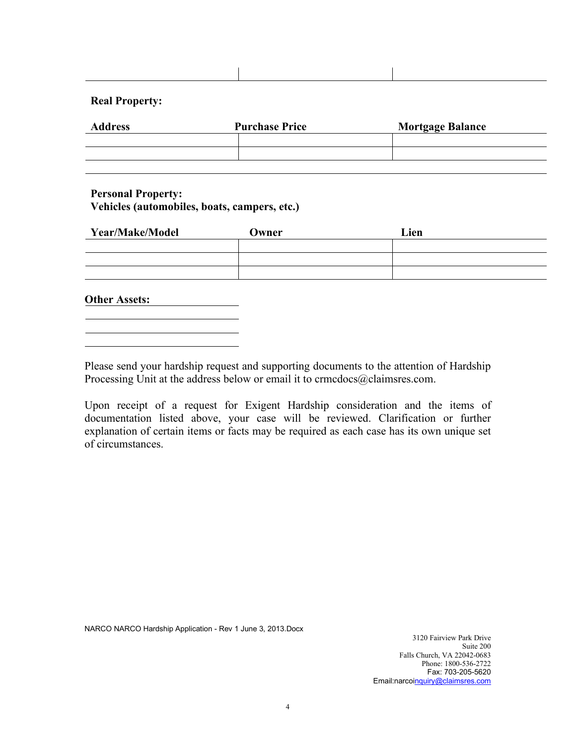| | | |
|---|---|---|
| | | |

**Real Property:**

| Address | Purchase Price | Mortgage Balance |
|---|---|---|
| | | |
| | | |
| | | |

**Personal Property:**
**Vehicles (automobiles, boats, campers, etc.)**

| Year/Make/Model | Owner | Lien |
|---|---|---|
| | | |
| | | |
| | | |

**Other Assets:**

______________________________

______________________________

______________________________

Please send your hardship request and supporting documents to the attention of Hardship Processing Unit at the address below or email it to crmcdocs@claimsres.com.

Upon receipt of a request for Exigent Hardship consideration and the items of documentation listed above, your case will be reviewed. Clarification or further explanation of certain items or facts may be required as each case has its own unique set of circumstances.

NARCO NARCO Hardship Application - Rev 1 June 3, 2013.Docx

3120 Fairview Park Drive
Suite 200
Falls Church, VA 22042-0683
Phone: 1800-536-2722
Fax: 703-205-5620
Email:narcoinquiry@claimsres.com